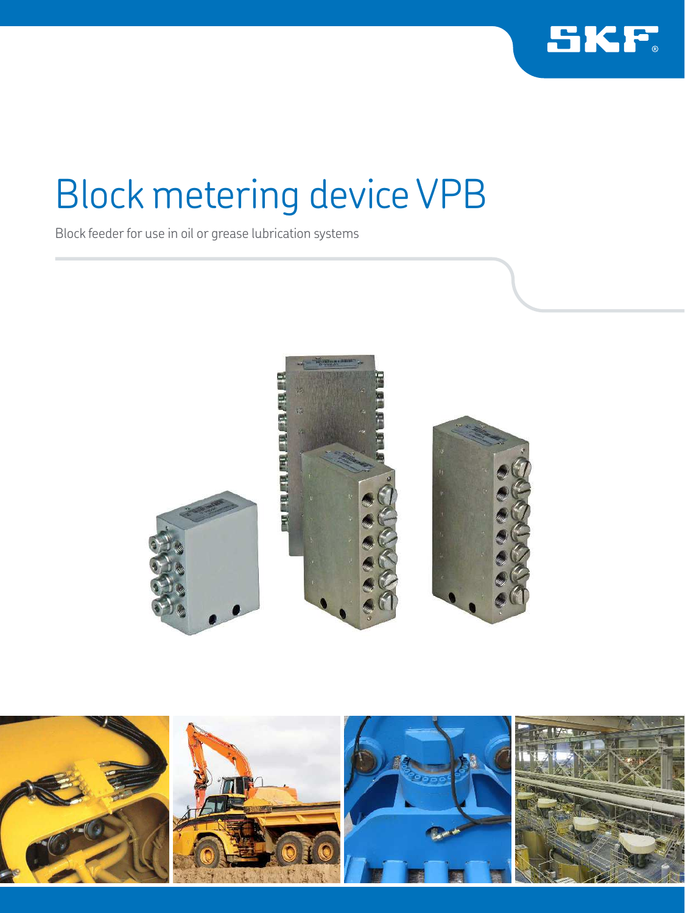# Block metering device VPB

Block feeder for use in oil or grease lubrication systems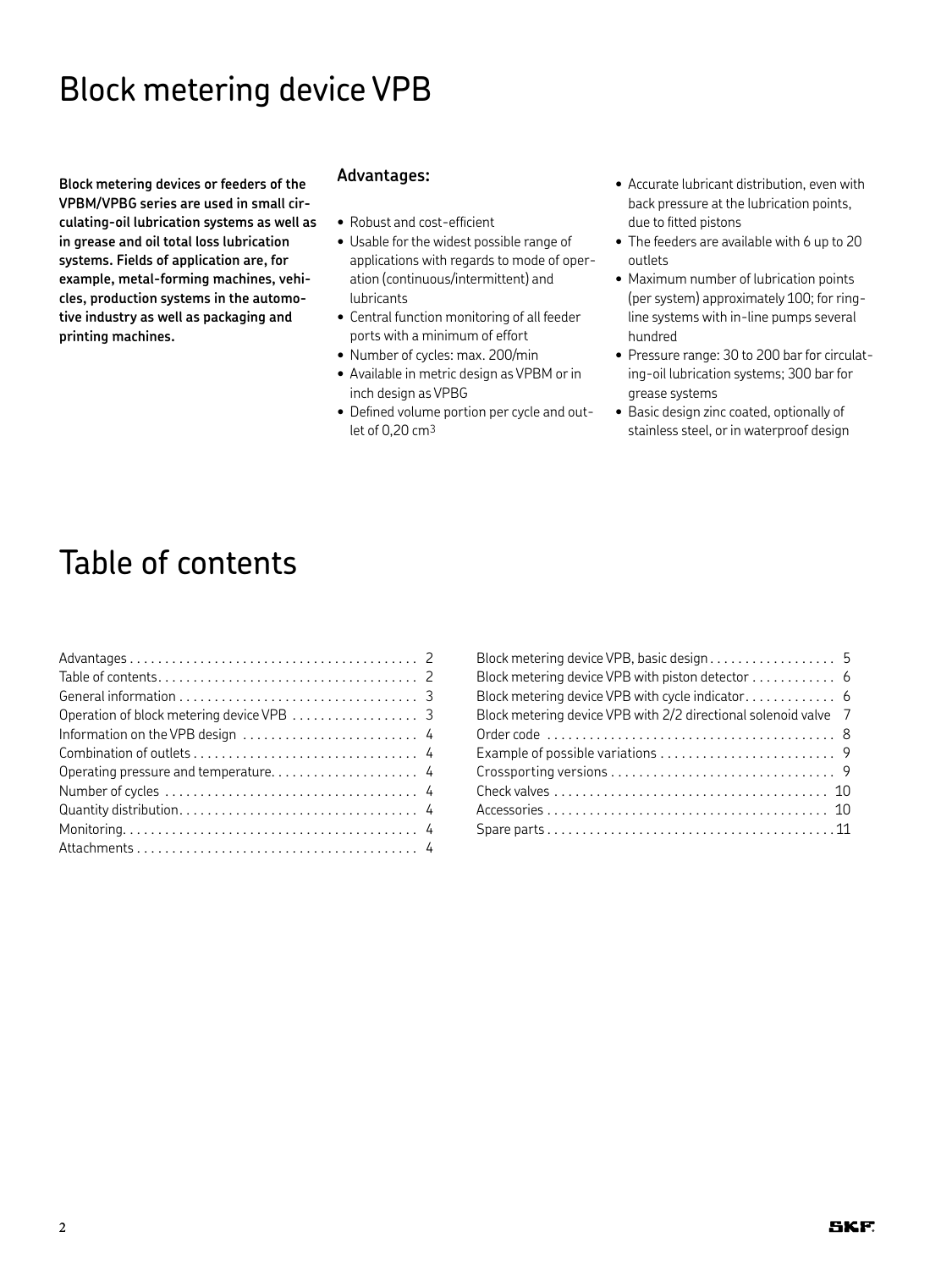# Block metering device VPB

**Block metering devices or feeders of the VPBM/VPBG series are used in small circulating-oil lubrication systems as well as in grease and oil total loss lubrication systems. Fields of application are, for example, metal-forming machines, vehicles, production systems in the automotive industry as well as packaging and printing machines.**

### Advantages:

- Robust and cost-efficient
- Usable for the widest possible range of applications with regards to mode of operation (continuous/intermittent) and lubricants
- Central function monitoring of all feeder ports with a minimum of effort
- Number of cycles: max. 200/min
- Available in metric design as VPBM or in inch design as VPBG
- Defined volume portion per cycle and outlet of 0,20 $cm^3$
- Accurate lubricant distribution, even with back pressure at the lubrication points, due to fitted pistons
- The feeders are available with 6 up to 20 outlets
- Maximum number of lubrication points (per system) approximately 100; for ring-line systems with in-line pumps several hundred
- Pressure range: 30 to 200 bar for circulating-oil lubrication systems; 300 bar for grease systems
- Basic design zinc coated, optionally of stainless steel, or in waterproof design

# Table of contents

| | |
|---|---|
| Advantages | 2 |
| Table of contents | 2 |
| General information | 3 |
| Operation of block metering device VPB | 3 |
| Information on the VPB design | 4 |
| Combination of outlets | 4 |
| Operating pressure and temperature | 4 |
| Number of cycles | 4 |
| Quantity distribution | 4 |
| Monitoring | 4 |
| Attachments | 4 |
| Block metering device VPB, basic design | 5 |
| Block metering device VPB with piston detector | 6 |
| Block metering device VPB with cycle indicator | 6 |
| Block metering device VPB with 2/2 directional solenoid valve | 7 |
| Order code | 8 |
| Example of possible variations | 9 |
| Crossporting versions | 9 |
| Check valves | 10 |
| Accessories | 10 |
| Spare parts | 11 |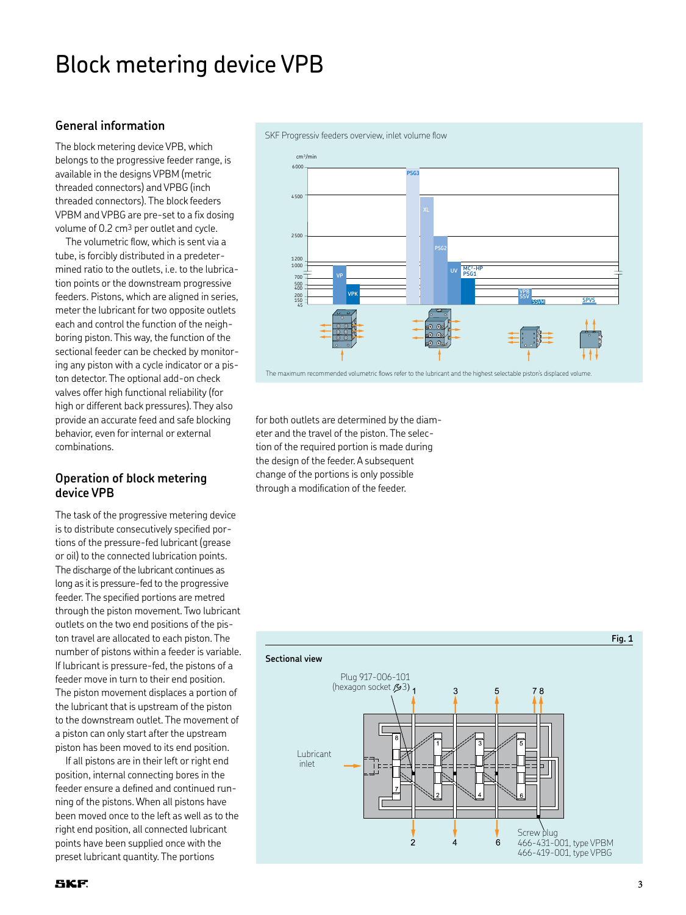# Block metering device VPB

## General information

The block metering device VPB, which belongs to the progressive feeder range, is available in the designs VPBM (metric threaded connectors) and VPBG (inch threaded connectors). The block feeders VPBM and VPBG are pre-set to a fix dosing volume of 0.2 $cm^3$ per outlet and cycle.

The volumetric flow, which is sent via a tube, is forcibly distributed in a predetermined ratio to the outlets, i.e. to the lubrication points or the downstream progressive feeders. Pistons, which are aligned in series, meter the lubricant for two opposite outlets each and control the function of the neighboring piston. This way, the function of the sectional feeder can be checked by monitoring any piston with a cycle indicator or a piston detector. The optional add-on check valves offer high functional reliability (for high or different back pressures). They also provide an accurate feed and safe blocking behavior, even for internal or external combinations.

SKF Progressiv feeders overview, inlet volume flow

The maximum recommended volumetric flows refer to the lubricant and the highest selectable piston's displaced volume.

## Operation of block metering device VPB

The task of the progressive metering device is to distribute consecutively specified portions of the pressure-fed lubricant (grease or oil) to the connected lubrication points. The discharge of the lubricant continues as long as it is pressure-fed to the progressive feeder. The specified portions are metred through the piston movement. Two lubricant outlets on the two end positions of the piston travel are allocated to each piston. The number of pistons within a feeder is variable. If lubricant is pressure-fed, the pistons of a feeder move in turn to their end position. The piston movement displaces a portion of the lubricant that is upstream of the piston to the downstream outlet. The movement of a piston can only start after the upstream piston has been moved to its end position.

If all pistons are in their left or right end position, internal connecting bores in the feeder ensure a defined and continued running of the pistons. When all pistons have been moved once to the left as well as to the right end position, all connected lubricant points have been supplied once with the preset lubricant quantity. The portions for both outlets are determined by the diameter and the travel of the piston. The selection of the required portion is made during the design of the feeder. A subsequent change of the portions is only possible through a modification of the feeder.

**Fig. 1**

**Sectional view**

Plug 917-006-101 (hexagon socket 3)

Lubricant inlet

Screw plug 466-431-001, type VPBM 466-419-001, type VPBG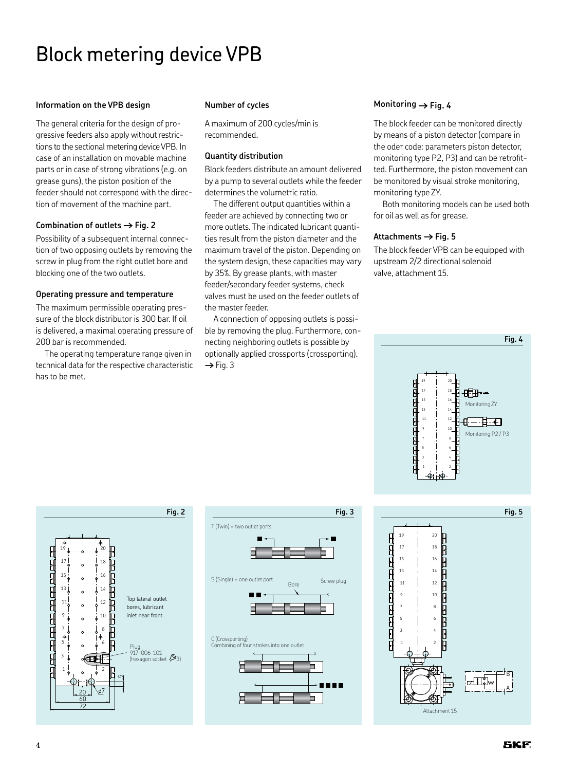# Block metering device VPB

### Information on the VPB design

The general criteria for the design of progressive feeders also apply without restrictions to the sectional metering device VPB. In case of an installation on movable machine parts or in case of strong vibrations (e.g. on grease guns), the piston position of the feeder should not correspond with the direction of movement of the machine part.

### Combination of outlets → Fig. 2

Possibility of a subsequent internal connection of two opposing outlets by removing the screw in plug from the right outlet bore and blocking one of the two outlets.

### Operating pressure and temperature

The maximum permissible operating pressure of the block distributor is 300 bar. If oil is delivered, a maximal operating pressure of 200 bar is recommended.

The operating temperature range given in technical data for the respective characteristic has to be met.

### Number of cycles

A maximum of 200 cycles/min is recommended.

### Quantity distribution

Block feeders distribute an amount delivered by a pump to several outlets while the feeder determines the volumetric ratio.

The different output quantities within a feeder are achieved by connecting two or more outlets. The indicated lubricant quantities result from the piston diameter and the maximum travel of the piston. Depending on the system design, these capacities may vary by 35%. By grease plants, with master feeder/secondary feeder systems, check valves must be used on the feeder outlets of the master feeder.

A connection of opposing outlets is possible by removing the plug. Furthermore, connecting neighboring outlets is possible by optionally applied crossports (crossporting). → Fig. 3

### Monitoring → Fig. 4

The block feeder can be monitored directly by means of a piston detector (compare in the oder code: parameters piston detector, monitoring type P2, P3) and can be retrofitted. Furthermore, the piston movement can be monitored by visual stroke monitoring, monitoring type ZY.

Both monitoring models can be used both for oil as well as for grease.

### Attachments → Fig. 5

The block feeder VPB can be equipped with upstream 2/2 directional solenoid valve, attachment 15.

Fig. 4

Monitoring ZY

Monitoring P2 / P3

Fig. 2

Top lateral outlet bores, lubricant inlet near front.

Plug 917-006-101 (hexagon socket 3)

Fig. 3

T (Twin) = two outlet ports

S (Single) = one outlet port

Bore

Screw plug

C (Crossporting)
Combining of four strokes into one outlet

Fig. 5

Attachment 15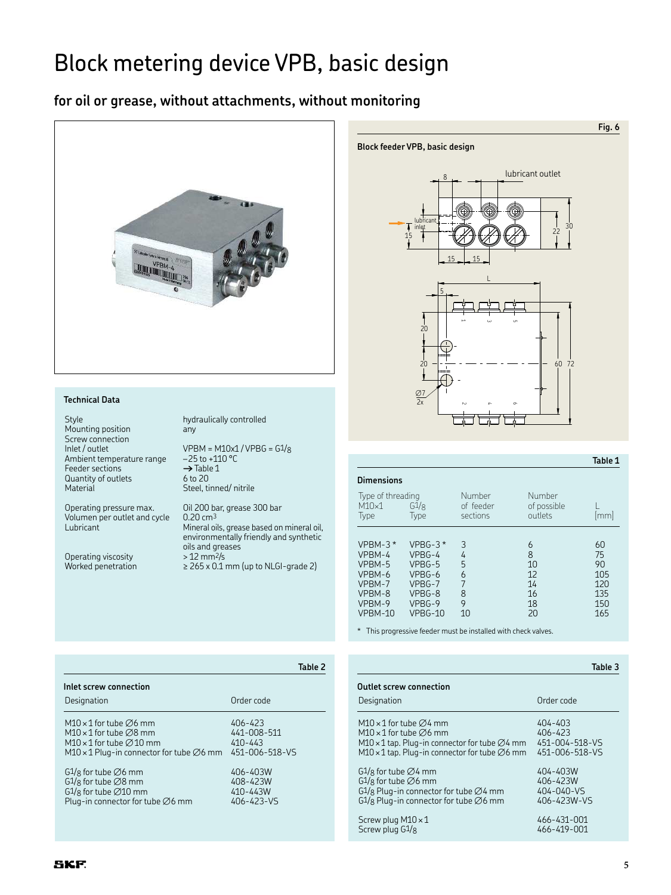# Block metering device VPB, basic design

## for oil or grease, without attachments, without monitoring

### Technical Data

| | |
|---|---|
| Style | hydraulically controlled |
| Mounting position | any |
| Screw connection | |
| Inlet / outlet | VPBM = M10x1 / VPBG = G1/8 |
| Ambient temperature range | −25 to +110 °C |
| Feeder sections | → Table 1 |
| Quantity of outlets | 6 to 20 |
| Material | Steel, tinned/ nitrile |
| Operating pressure max. | Oil 200 bar, grease 300 bar |
| Volumen per outlet and cycle | 0.20 $cm^3$ |
| Lubricant | Mineral oils, grease based on mineral oil, environmentally friendly and synthetic oils and greases |
| Operating viscosity | > 12 $mm^2/s$ |
| Worked penetration | ≥ 265 x 0.1 mm (up to NLGI-grade 2) |

Fig. 6

**Block feeder VPB, basic design**

lubricant outlet, lubricant inlet

### Table 1

**Dimensions**

| Type of threading M10×1 Type | G1/8 Type | Number of feeder sections | Number of possible outlets | L [mm] |
|---|---|---|---|---|
| VPBM-3 * | VPBG-3 * | 3 | 6 | 60 |
| VPBM-4 | VPBG-4 | 4 | 8 | 75 |
| VPBM-5 | VPBG-5 | 5 | 10 | 90 |
| VPBM-6 | VPBG-6 | 6 | 12 | 105 |
| VPBM-7 | VPBG-7 | 7 | 14 | 120 |
| VPBM-8 | VPBG-8 | 8 | 16 | 135 |
| VPBM-9 | VPBG-9 | 9 | 18 | 150 |
| VPBM-10 | VPBG-10 | 10 | 20 | 165 |

* This progressive feeder must be installed with check valves.

### Table 2

**Inlet screw connection**

| Designation | Order code |
|---|---|
| M10 × 1 for tube ∅6 mm | 406-423 |
| M10 × 1 for tube ∅8 mm | 441-008-511 |
| M10 × 1 for tube ∅10 mm | 410-443 |
| M10 × 1 Plug-in connector for tube ∅6 mm | 451-006-518-VS |
| G1/8 for tube ∅6 mm | 406-403W |
| G1/8 for tube ∅8 mm | 408-423W |
| G1/8 for tube ∅10 mm | 410-443W |
| Plug-in connector for tube ∅6 mm | 406-423-VS |

### Table 3

**Outlet screw connection**

| Designation | Order code |
|---|---|
| M10 × 1 for tube ∅4 mm | 404-403 |
| M10 × 1 for tube ∅6 mm | 406-423 |
| M10 × 1 tap. Plug-in connector for tube ∅4 mm | 451-004-518-VS |
| M10 × 1 tap. Plug-in connector for tube ∅6 mm | 451-006-518-VS |
| G1/8 for tube ∅4 mm | 404-403W |
| G1/8 for tube ∅6 mm | 406-423W |
| G1/8 Plug-in connector for tube ∅4 mm | 404-040-VS |
| G1/8 Plug-in connector for tube ∅6 mm | 406-423W-VS |
| Screw plug M10 × 1 | 466-431-001 |
| Screw plug G1/8 | 466-419-001 |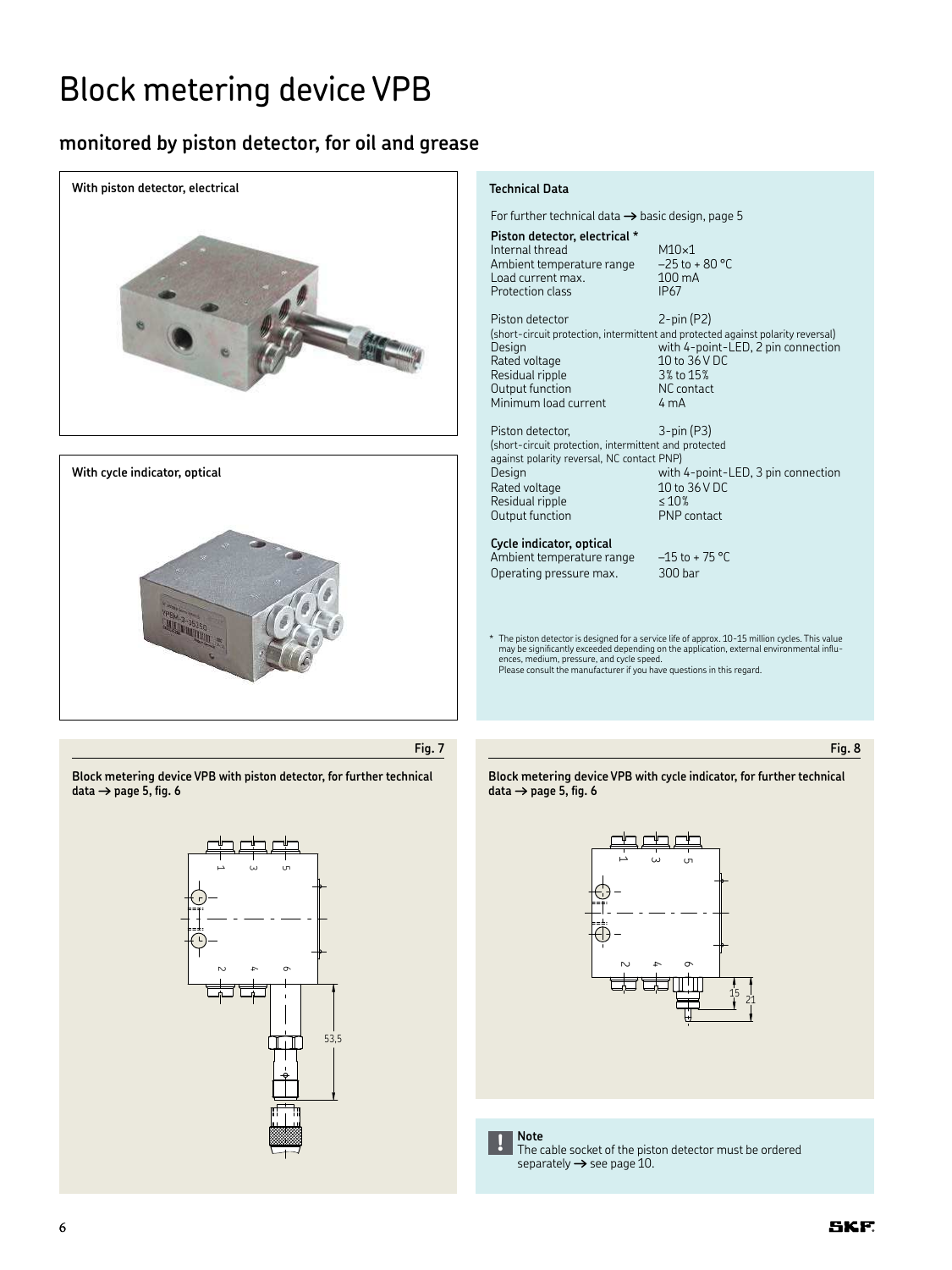# Block metering device VPB

## monitored by piston detector, for oil and grease

**With piston detector, electrical**

**With cycle indicator, optical**

**Technical Data**

For further technical data → basic design, page 5

**Piston detector, electrical ***

| | |
|---|---|
| Internal thread | M10×1 |
| Ambient temperature range | –25 to + 80 °C |
| Load current max. | 100 mA |
| Protection class | IP67 |

| | |
|---|---|
| Piston detector | 2-pin (P2) |
| (short-circuit protection, intermittent and protected against polarity reversal) | |
| Design | with 4-point-LED, 2 pin connection |
| Rated voltage | 10 to 36 V DC |
| Residual ripple | 3% to 15% |
| Output function | NC contact |
| Minimum load current | 4 mA |

| | |
|---|---|
| Piston detector, | 3-pin (P3) |
| (short-circuit protection, intermittent and protected against polarity reversal, NC contact PNP) | |
| Design | with 4-point-LED, 3 pin connection |
| Rated voltage | 10 to 36 V DC |
| Residual ripple | ≤ 10% |
| Output function | PNP contact |

**Cycle indicator, optical**

| | |
|---|---|
| Ambient temperature range | –15 to + 75 °C |
| Operating pressure max. | 300 bar |

* The piston detector is designed for a service life of approx. 10-15 million cycles. This value may be significantly exceeded depending on the application, external environmental influences, medium, pressure, and cycle speed.
Please consult the manufacturer if you have questions in this regard.

**Fig. 7**

**Block metering device VPB with piston detector, for further technical data → page 5, fig. 6**

**Fig. 8**

**Block metering device VPB with cycle indicator, for further technical data → page 5, fig. 6**

**Note**
The cable socket of the piston detector must be ordered separately → see page 10.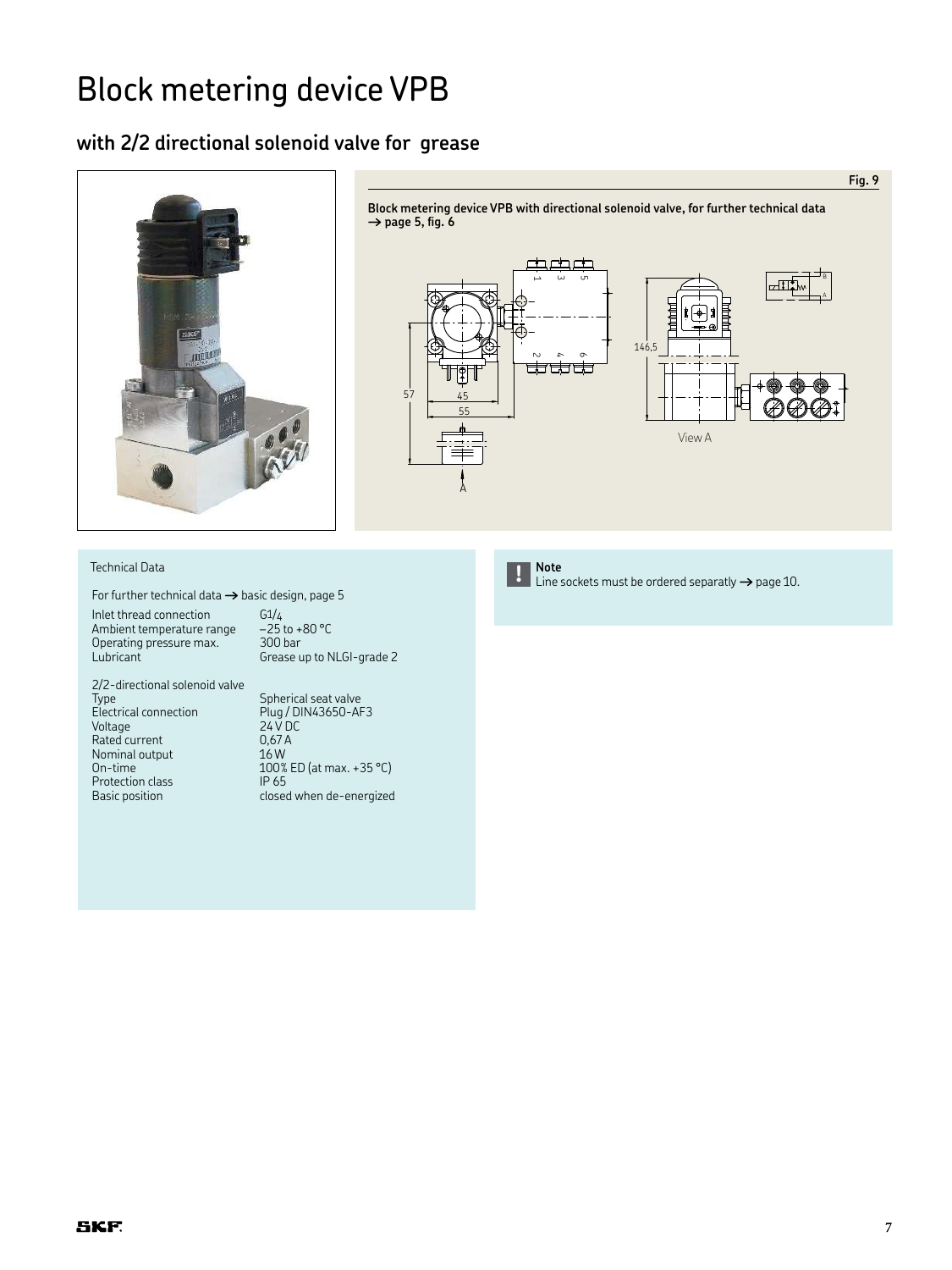# Block metering device VPB

## with 2/2 directional solenoid valve for grease

Fig. 9

**Block metering device VPB with directional solenoid valve, for further technical data → page 5, fig. 6**

View A

Technical Data

For further technical data → basic design, page 5

| | |
|---|---|
| Inlet thread connection | G1/4 |
| Ambient temperature range | −25 to +80 °C |
| Operating pressure max. | 300 bar |
| Lubricant | Grease up to NLGI-grade 2 |

2/2-directional solenoid valve

| | |
|---|---|
| Type | Spherical seat valve |
| Electrical connection | Plug / DIN43650-AF3 |
| Voltage | 24 V DC |
| Rated current | 0,67 A |
| Nominal output | 16 W |
| On-time | 100% ED (at max. +35 °C) |
| Protection class | IP 65 |
| Basic position | closed when de-energized |

**Note**
Line sockets must be ordered separatly → page 10.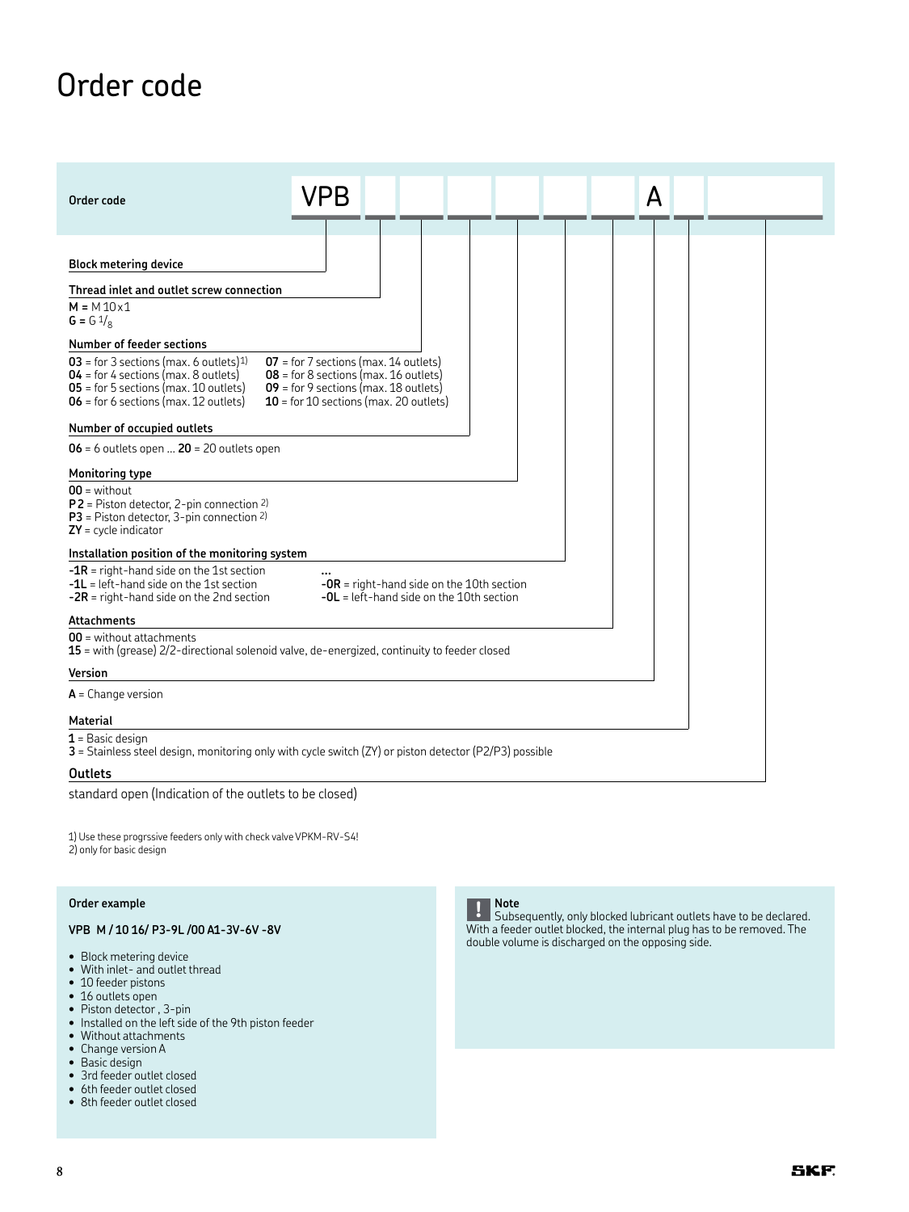# Order code

| Order code | VPB | | | | | | | A | | |
|---|---|---|---|---|---|---|---|---|---|---|

**Block metering device**

**Thread inlet and outlet screw connection**

**M** = M 10x1
**G** = G $^{1}/_{8}$

**Number of feeder sections**

**03** = for 3 sections (max. 6 outlets)[1]
**04** = for 4 sections (max. 8 outlets)
**05** = for 5 sections (max. 10 outlets)
**06** = for 6 sections (max. 12 outlets)
**07** = for 7 sections (max. 14 outlets)
**08** = for 8 sections (max. 16 outlets)
**09** = for 9 sections (max. 18 outlets)
**10** = for 10 sections (max. 20 outlets)

**Number of occupied outlets**

**06** = 6 outlets open ... **20** = 20 outlets open

**Monitoring type**

**00** = without
**P2** = Piston detector, 2-pin connection [2]
**P3** = Piston detector, 3-pin connection [2]
**ZY** = cycle indicator

**Installation position of the monitoring system**

**-1R** = right-hand side on the 1st section
**-1L** = left-hand side on the 1st section
**-2R** = right-hand side on the 2nd section
**...**
**-0R** = right-hand side on the 10th section
**-0L** = left-hand side on the 10th section

**Attachments**

**00** = without attachments
**15** = with (grease) 2/2-directional solenoid valve, de-energized, continuity to feeder closed

**Version**

**A** = Change version

**Material**

**1** = Basic design
**3** = Stainless steel design, monitoring only with cycle switch (ZY) or piston detector (P2/P3) possible

**Outlets**

standard open (Indication of the outlets to be closed)

1) Use these progrssive feeders only with check valve VPKM-RV-S4!
2) only for basic design

**Order example**

**VPB M / 10 16/ P3-9L /00 A1-3V-6V -8V**

- Block metering device
- With inlet- and outlet thread
- 10 feeder pistons
- 16 outlets open
- Piston detector , 3-pin
- Installed on the left side of the 9th piston feeder
- Without attachments
- Change version A
- Basic design
- 3rd feeder outlet closed
- 6th feeder outlet closed
- 8th feeder outlet closed

**! Note**
Subsequently, only blocked lubricant outlets have to be declared. With a feeder outlet blocked, the internal plug has to be removed. The double volume is discharged on the opposing side.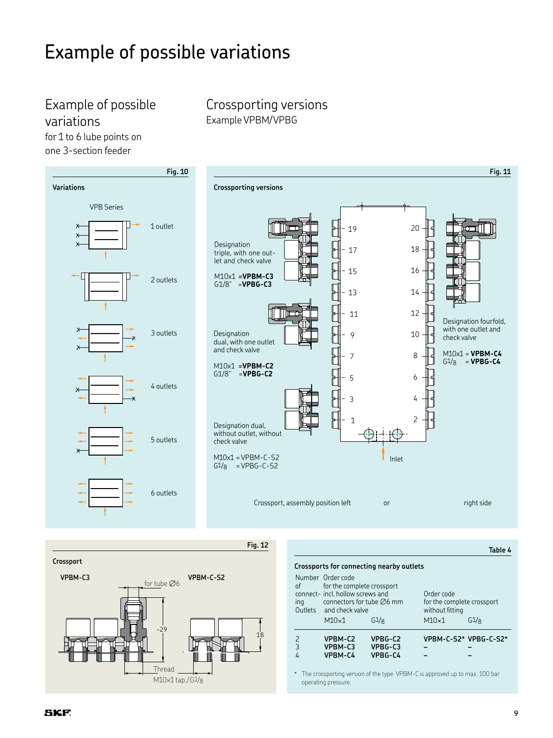# Example of possible variations

## Example of possible variations

for 1 to 6 lube points on one 3-section feeder

**Fig. 10**

**Variations**

VPB Series

1 outlet

2 outlets

3 outlets

4 outlets

5 outlets

6 outlets

## Crossporting versions

Example VPBM/VPBG

**Fig. 11**

**Crossporting versions**

Designation triple, with one outlet and check valve

M10x1 =**VPBM-C3**
G1/8" =**VPBG-C3**

Designation dual, with one outlet and check valve

M10x1 =**VPBM-C2**
G1/8" =**VPBG-C2**

Designation dual, without outlet, without check valve

M10x1 = VPBM-C-S2
G1/8 = VPBG-C-S2

Designation fourfold, with one outlet and check valve

M10x1 = **VPBM-C4**
G1/8 = **VPBG-C4**

19, 17, 15, 13, 11, 9, 7, 5, 3, 1 — 20, 18, 16, 14, 12, 10, 8, 6, 4, 2

Inlet

Crossport, assembly position left or right side

**Fig. 12**

**Crossport**

**VPBM-C3** — for tube Ø6, ~29, Thread M10×1 tap./G1/8

**VPBM-C-S2** — 18

**Table 4**

**Crossports for connecting nearby outlets**

| Number of connecting Outlets | Order code for the complete crossport incl. hollow screws and connectors for tube Ø6 mm and check valve | | Order code for the complete crossport without fitting | |
|---|---|---|---|---|
| | M10×1 | G1/8 | M10×1 | G1/8 |
| 2 | **VPBM-C2** | **VPBG-C2** | **VPBM-C-S2*** | **VPBG-C-S2*** |
| 3 | **VPBM-C3** | **VPBG-C3** | – | – |
| 4 | **VPBM-C4** | **VPBG-C4** | – | – |

* The crossporting version of the type VPBM-C is approved up to max. 100 bar operating pressure.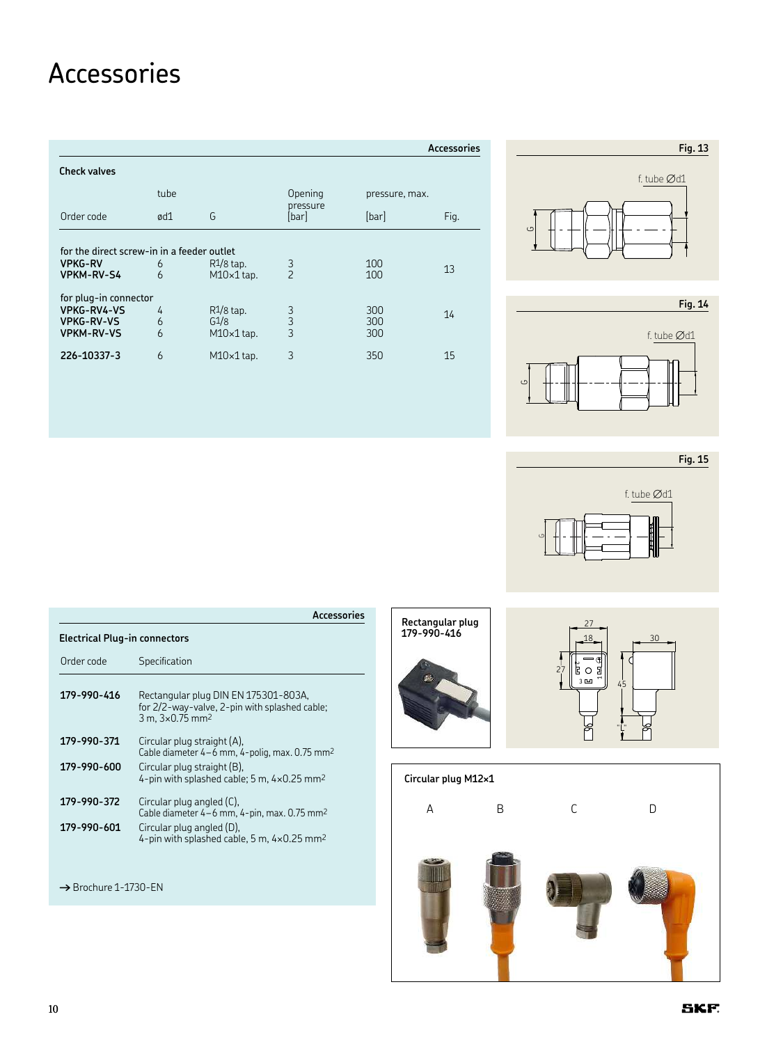# Accessories

**Accessories**

**Check valves**

| Order code | tube ød1 | G | Opening pressure [bar] | pressure, max. [bar] | Fig. |
|---|---|---|---|---|---|
| for the direct screw-in in a feeder outlet | | | | | |
| **VPKG-RV** | 6 | R1/8 tap. | 3 | 100 | 13 |
| **VPKM-RV-S4** | 6 | M10×1 tap. | 2 | 100 | |
| for plug-in connector | | | | | |
| **VPKG-RV4-VS** | 4 | R1/8 tap. | 3 | 300 | 14 |
| **VPKG-RV-VS** | 6 | G1/8 | 3 | 300 | |
| **VPKM-RV-VS** | 6 | M10×1 tap. | 3 | 300 | |
| **226-10337-3** | 6 | M10×1 tap. | 3 | 350 | 15 |

**Fig. 13**

f. tube Ød1

G

**Fig. 14**

f. tube Ød1

G

**Fig. 15**

f. tube Ød1

G

**Accessories**

**Electrical Plug-in connectors**

| Order code | Specification |
|---|---|
| **179-990-416** | Rectangular plug DIN EN 175301-803A, for 2/2-way-valve, 2-pin with splashed cable; 3 m, 3×0.75 mm² |
| **179-990-371** | Circular plug straight (A), Cable diameter 4–6 mm, 4-polig, max. 0.75 mm² |
| **179-990-600** | Circular plug straight (B), 4-pin with splashed cable; 5 m, 4×0.25 mm² |
| **179-990-372** | Circular plug angled (C), Cable diameter 4–6 mm, 4-pin, max. 0.75 mm² |
| **179-990-601** | Circular plug angled (D), 4-pin with splashed cable, 5 m, 4×0.25 mm² |

→ Brochure 1-1730-EN

**Rectangular plug 179-990-416**

27, 18, 30, 27, 45

**Circular plug M12×1**

A B C D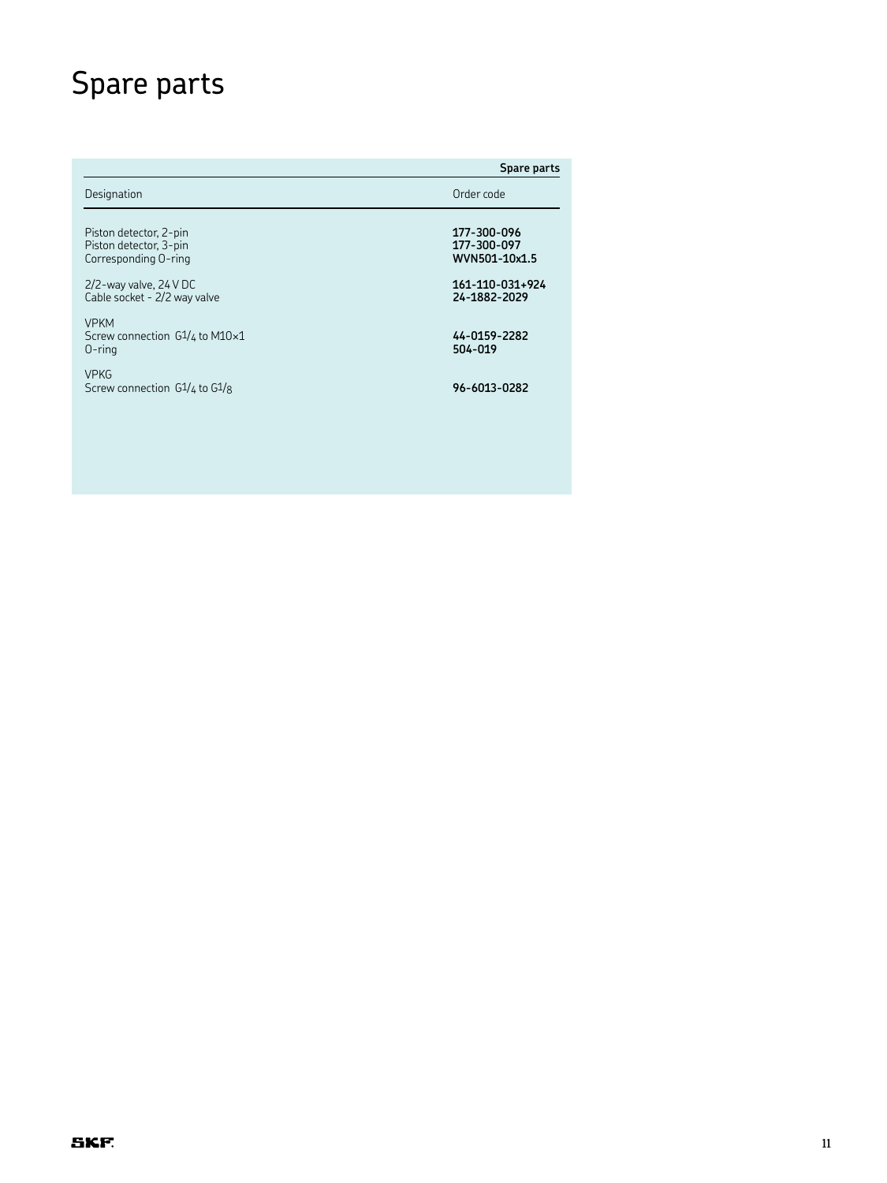# Spare parts

| Spare parts | |
|---|---|
| Designation | Order code |
| Piston detector, 2-pin | **177-300-096** |
| Piston detector, 3-pin | **177-300-097** |
| Corresponding O-ring | **WVN501-10x1.5** |
| 2/2-way valve, 24 V DC | **161-110-031+924** |
| Cable socket - 2/2 way valve | **24-1882-2029** |
| VPKM | |
| Screw connection G1/4 to M10×1 | **44-0159-2282** |
| O-ring | **504-019** |
| VPKG | |
| Screw connection G1/4 to G1/8 | **96-6013-0282** |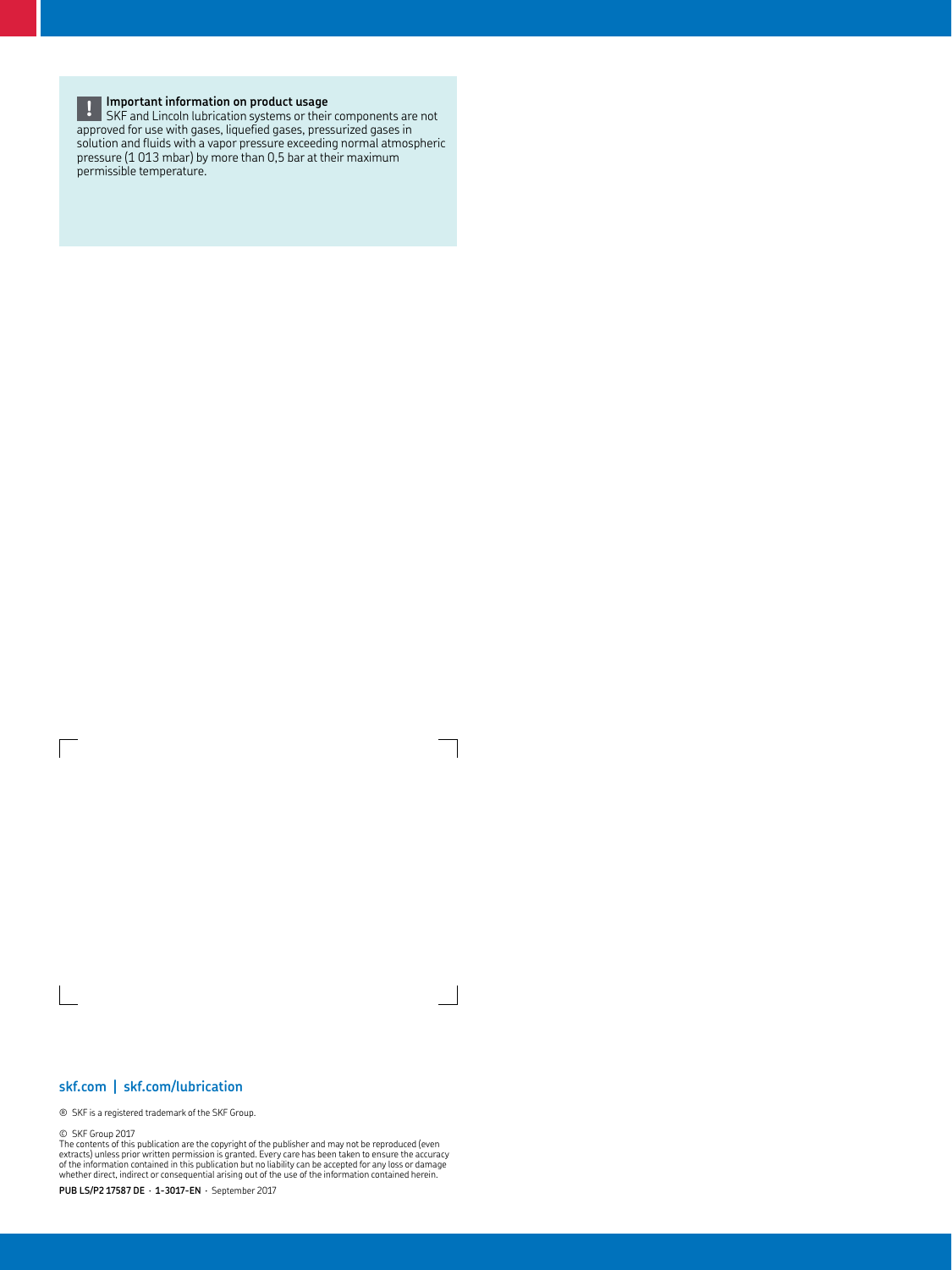**Important information on product usage**

SKF and Lincoln lubrication systems or their components are not approved for use with gases, liquefied gases, pressurized gases in solution and fluids with a vapor pressure exceeding normal atmospheric pressure (1 013 mbar) by more than 0,5 bar at their maximum permissible temperature.

**skf.com | skf.com/lubrication**

® SKF is a registered trademark of the SKF Group.

© SKF Group 2017
The contents of this publication are the copyright of the publisher and may not be reproduced (even extracts) unless prior written permission is granted. Every care has been taken to ensure the accuracy of the information contained in this publication but no liability can be accepted for any loss or damage whether direct, indirect or consequential arising out of the use of the information contained herein.

**PUB LS/P2 17587 DE** · **1-3017-EN** · September 2017